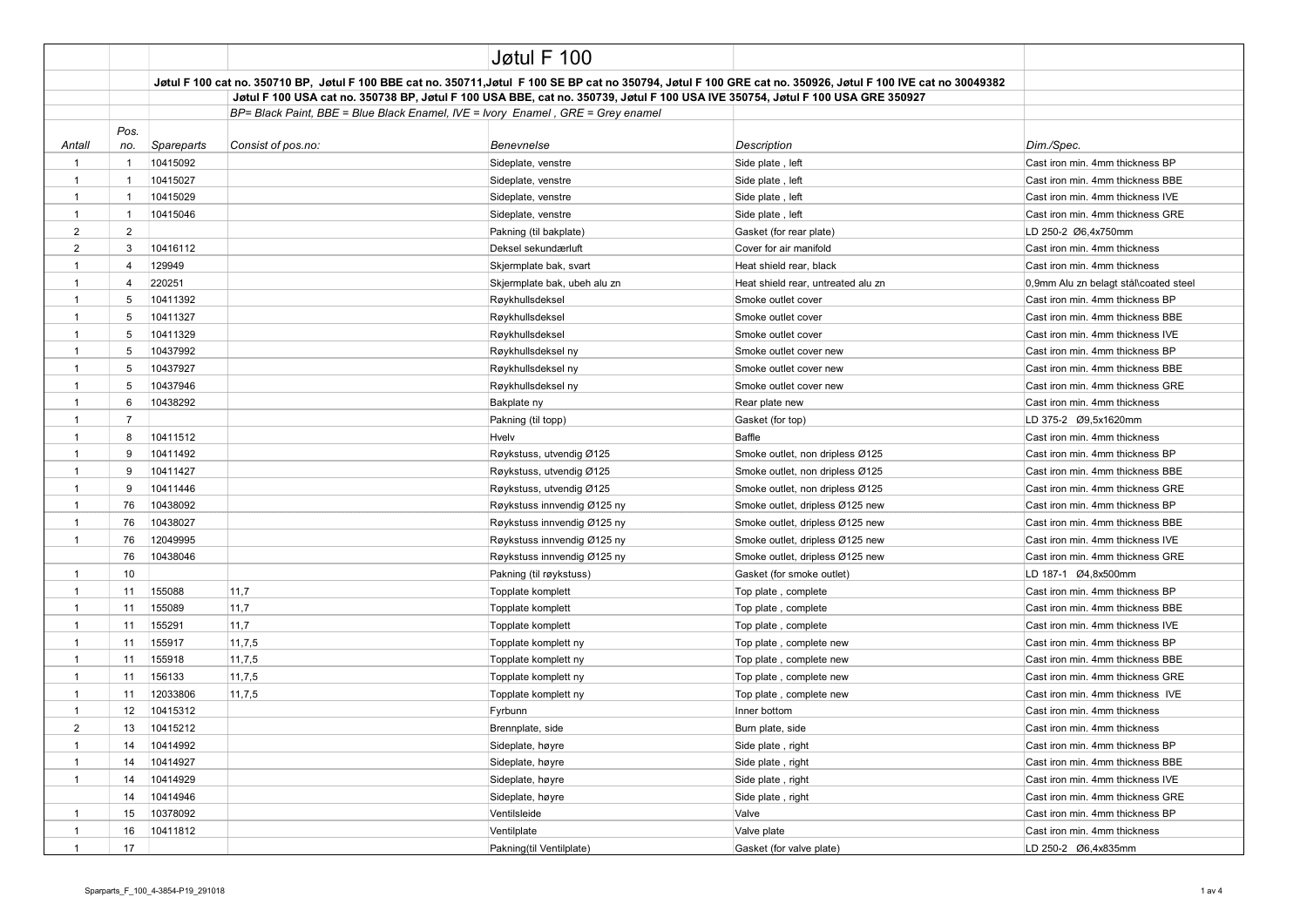# Jøtul F 100

**Jøtul F 100 cat no. 350710 BP, Jøtul F 100 BBE cat no. 350711,Jøtul F 100 SE BP cat no 350794, Jøtul F 100 GRE cat no. 350926, Jøtul F 100 IVE cat no 30049382**

**Jøtul F 100 USA cat no. 350738 BP, Jøtul F 100 USA BBE, cat no. 350739, Jøtul F 100 USA IVE 350754, Jøtul F 100 USA GRE 350927**

*BP= Black Paint, BBE = Blue Black Enamel, IVE = Ivory Enamel , GRE = Grey enamel*

| *Antall* | *Pos. no.* | *Spareparts* | *Consist of pos.no:* | *Benevnelse* | *Description* | *Dim./Spec.* |
|---|---|---|---|---|---|---|
| 1 | 1 | 10415092 | | Sideplate, venstre | Side plate , left | Cast iron min. 4mm thickness BP |
| 1 | 1 | 10415027 | | Sideplate, venstre | Side plate , left | Cast iron min. 4mm thickness BBE |
| 1 | 1 | 10415029 | | Sideplate, venstre | Side plate , left | Cast iron min. 4mm thickness IVE |
| 1 | 1 | 10415046 | | Sideplate, venstre | Side plate , left | Cast iron min. 4mm thickness GRE |
| 2 | 2 | | | Pakning (til bakplate) | Gasket (for rear plate) | LD 250-2 Ø6,4x750mm |
| 2 | 3 | 10416112 | | Deksel sekundærluft | Cover for air manifold | Cast iron min. 4mm thickness |
| 1 | 4 | 129949 | | Skjermplate bak, svart | Heat shield rear, black | Cast iron min. 4mm thickness |
| 1 | 4 | 220251 | | Skjermplate bak, ubeh alu zn | Heat shield rear, untreated alu zn | 0,9mm Alu zn belagt stål\coated steel |
| 1 | 5 | 10411392 | | Røykhullsdeksel | Smoke outlet cover | Cast iron min. 4mm thickness BP |
| 1 | 5 | 10411327 | | Røykhullsdeksel | Smoke outlet cover | Cast iron min. 4mm thickness BBE |
| 1 | 5 | 10411329 | | Røykhullsdeksel | Smoke outlet cover | Cast iron min. 4mm thickness IVE |
| 1 | 5 | 10437992 | | Røykhullsdeksel ny | Smoke outlet cover new | Cast iron min. 4mm thickness BP |
| 1 | 5 | 10437927 | | Røykhullsdeksel ny | Smoke outlet cover new | Cast iron min. 4mm thickness BBE |
| 1 | 5 | 10437946 | | Røykhullsdeksel ny | Smoke outlet cover new | Cast iron min. 4mm thickness GRE |
| 1 | 6 | 10438292 | | Bakplate ny | Rear plate new | Cast iron min. 4mm thickness |
| 1 | 7 | | | Pakning (til topp) | Gasket (for top) | LD 375-2 Ø9,5x1620mm |
| 1 | 8 | 10411512 | | Hvelv | Baffle | Cast iron min. 4mm thickness |
| 1 | 9 | 10411492 | | Røykstuss, utvendig Ø125 | Smoke outlet, non dripless Ø125 | Cast iron min. 4mm thickness BP |
| 1 | 9 | 10411427 | | Røykstuss, utvendig Ø125 | Smoke outlet, non dripless Ø125 | Cast iron min. 4mm thickness BBE |
| 1 | 9 | 10411446 | | Røykstuss, utvendig Ø125 | Smoke outlet, non dripless Ø125 | Cast iron min. 4mm thickness GRE |
| 1 | 76 | 10438092 | | Røykstuss innvendig Ø125 ny | Smoke outlet, dripless Ø125 new | Cast iron min. 4mm thickness BP |
| 1 | 76 | 10438027 | | Røykstuss innvendig Ø125 ny | Smoke outlet, dripless Ø125 new | Cast iron min. 4mm thickness BBE |
| 1 | 76 | 12049995 | | Røykstuss innvendig Ø125 ny | Smoke outlet, dripless Ø125 new | Cast iron min. 4mm thickness IVE |
| | 76 | 10438046 | | Røykstuss innvendig Ø125 ny | Smoke outlet, dripless Ø125 new | Cast iron min. 4mm thickness GRE |
| 1 | 10 | | | Pakning (til røykstuss) | Gasket (for smoke outlet) | LD 187-1 Ø4,8x500mm |
| 1 | 11 | 155088 | 11,7 | Topplate komplett | Top plate , complete | Cast iron min. 4mm thickness BP |
| 1 | 11 | 155089 | 11,7 | Topplate komplett | Top plate , complete | Cast iron min. 4mm thickness BBE |
| 1 | 11 | 155291 | 11,7 | Topplate komplett | Top plate , complete | Cast iron min. 4mm thickness IVE |
| 1 | 11 | 155917 | 11,7,5 | Topplate komplett ny | Top plate , complete new | Cast iron min. 4mm thickness BP |
| 1 | 11 | 155918 | 11,7,5 | Topplate komplett ny | Top plate , complete new | Cast iron min. 4mm thickness BBE |
| 1 | 11 | 156133 | 11,7,5 | Topplate komplett ny | Top plate , complete new | Cast iron min. 4mm thickness GRE |
| 1 | 11 | 12033806 | 11,7,5 | Topplate komplett ny | Top plate , complete new | Cast iron min. 4mm thickness IVE |
| 1 | 12 | 10415312 | | Fyrbunn | Inner bottom | Cast iron min. 4mm thickness |
| 2 | 13 | 10415212 | | Brennplate, side | Burn plate, side | Cast iron min. 4mm thickness |
| 1 | 14 | 10414992 | | Sideplate, høyre | Side plate , right | Cast iron min. 4mm thickness BP |
| 1 | 14 | 10414927 | | Sideplate, høyre | Side plate , right | Cast iron min. 4mm thickness BBE |
| 1 | 14 | 10414929 | | Sideplate, høyre | Side plate , right | Cast iron min. 4mm thickness IVE |
| | 14 | 10414946 | | Sideplate, høyre | Side plate , right | Cast iron min. 4mm thickness GRE |
| 1 | 15 | 10378092 | | Ventilsleide | Valve | Cast iron min. 4mm thickness BP |
| 1 | 16 | 10411812 | | Ventilplate | Valve plate | Cast iron min. 4mm thickness |
| 1 | 17 | | | Pakning(til Ventilplate) | Gasket (for valve plate) | LD 250-2 Ø6,4x835mm |

Sparparts_F_100_4-3854-P19_291018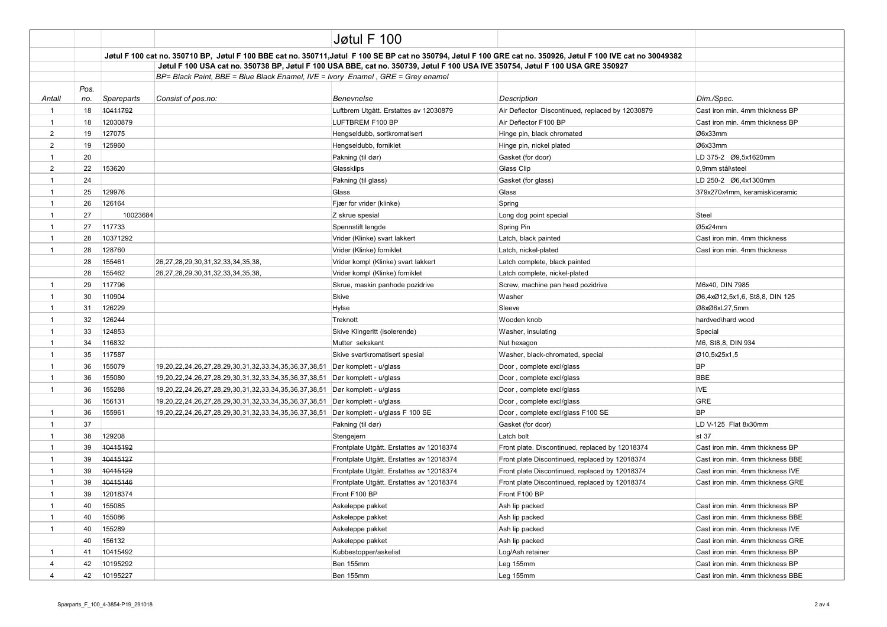# Jøtul F 100

**Jøtul F 100 cat no. 350710 BP, Jøtul F 100 BBE cat no. 350711,Jøtul F 100 SE BP cat no 350794, Jøtul F 100 GRE cat no. 350926, Jøtul F 100 IVE cat no 30049382**

**Jøtul F 100 USA cat no. 350738 BP, Jøtul F 100 USA BBE, cat no. 350739, Jøtul F 100 USA IVE 350754, Jøtul F 100 USA GRE 350927**

*BP= Black Paint, BBE = Blue Black Enamel, IVE = Ivory Enamel , GRE = Grey enamel*

| *Antall* | *Pos. no.* | *Spareparts* | *Consist of pos.no:* | *Benevnelse* | *Description* | *Dim./Spec.* |
|---|---|---|---|---|---|---|
| 1 | 18 | ~~10411792~~ | | Luftbrem Utgått. Erstattes av 12030879 | Air Deflector Discontinued, replaced by 12030879 | Cast iron min. 4mm thickness BP |
| 1 | 18 | 12030879 | | LUFTBREM F100 BP | Air Deflector F100 BP | Cast iron min. 4mm thickness BP |
| 2 | 19 | 127075 | | Hengseldubb, sortkromatisert | Hinge pin, black chromated | Ø6x33mm |
| 2 | 19 | 125960 | | Hengseldubb, forniklet | Hinge pin, nickel plated | Ø6x33mm |
| 1 | 20 | | | Pakning (til dør) | Gasket (for door) | LD 375-2 Ø9,5x1620mm |
| 2 | 22 | 153620 | | Glassklips | Glass Clip | 0,9mm stål\steel |
| 1 | 24 | | | Pakning (til glass) | Gasket (for glass) | LD 250-2 Ø6,4x1300mm |
| 1 | 25 | 129976 | | Glass | Glass | 379x270x4mm, keramisk\ceramic |
| 1 | 26 | 126164 | | Fjær for vrider (klinke) | Spring | |
| 1 | 27 | 10023684 | | Z skrue spesial | Long dog point special | Steel |
| 1 | 27 | 117733 | | Spennstift lengde | Spring Pin | Ø5x24mm |
| 1 | 28 | 10371292 | | Vrider (Klinke) svart lakkert | Latch, black painted | Cast iron min. 4mm thickness |
| 1 | 28 | 128760 | | Vrider (Klinke) forniklet | Latch, nickel-plated | Cast iron min. 4mm thickness |
| | 28 | 155461 | 26,27,28,29,30,31,32,33,34,35,38, | Vrider kompl (Klinke) svart lakkert | Latch complete, black painted | |
| | 28 | 155462 | 26,27,28,29,30,31,32,33,34,35,38, | Vrider kompl (Klinke) forniklet | Latch complete, nickel-plated | |
| 1 | 29 | 117796 | | Skrue, maskin panhode pozidrive | Screw, machine pan head pozidrive | M6x40, DIN 7985 |
| 1 | 30 | 110904 | | Skive | Washer | Ø6,4xØ12,5x1,6, St8,8, DIN 125 |
| 1 | 31 | 126229 | | Hylse | Sleeve | Ø8xØ6xL27,5mm |
| 1 | 32 | 126244 | | Treknott | Wooden knob | hardved\hard wood |
| 1 | 33 | 124853 | | Skive Klingeritt (isolerende) | Washer, insulating | Special |
| 1 | 34 | 116832 | | Mutter sekskant | Nut hexagon | M6, St8,8, DIN 934 |
| 1 | 35 | 117587 | | Skive svartkromatisert spesial | Washer, black-chromated, special | Ø10,5x25x1,5 |
| 1 | 36 | 155079 | 19,20,22,24,26,27,28,29,30,31,32,33,34,35,36,37,38,51 | Dør komplett - u/glass | Door , complete excl/glass | BP |
| 1 | 36 | 155080 | 19,20,22,24,26,27,28,29,30,31,32,33,34,35,36,37,38,51 | Dør komplett - u/glass | Door , complete excl/glass | BBE |
| 1 | 36 | 155288 | 19,20,22,24,26,27,28,29,30,31,32,33,34,35,36,37,38,51 | Dør komplett - u/glass | Door , complete excl/glass | IVE |
| | 36 | 156131 | 19,20,22,24,26,27,28,29,30,31,32,33,34,35,36,37,38,51 | Dør komplett - u/glass | Door , complete excl/glass | GRE |
| 1 | 36 | 155961 | 19,20,22,24,26,27,28,29,30,31,32,33,34,35,36,37,38,51 | Dør komplett - u/glass F 100 SE | Door , complete excl/glass F100 SE | BP |
| 1 | 37 | | | Pakning (til dør) | Gasket (for door) | LD V-125 Flat 8x30mm |
| 1 | 38 | 129208 | | Stengejern | Latch bolt | st 37 |
| 1 | 39 | ~~10415192~~ | | Frontplate Utgått. Erstattes av 12018374 | Front plate. Discontinued, replaced by 12018374 | Cast iron min. 4mm thickness BP |
| 1 | 39 | ~~10415127~~ | | Frontplate Utgått. Erstattes av 12018374 | Front plate Discontinued, replaced by 12018374 | Cast iron min. 4mm thickness BBE |
| 1 | 39 | ~~10415129~~ | | Frontplate Utgått. Erstattes av 12018374 | Front plate Discontinued, replaced by 12018374 | Cast iron min. 4mm thickness IVE |
| 1 | 39 | ~~10415146~~ | | Frontplate Utgått. Erstattes av 12018374 | Front plate Discontinued, replaced by 12018374 | Cast iron min. 4mm thickness GRE |
| 1 | 39 | 12018374 | | Front F100 BP | Front F100 BP | |
| 1 | 40 | 155085 | | Askeleppe pakket | Ash lip packed | Cast iron min. 4mm thickness BP |
| 1 | 40 | 155086 | | Askeleppe pakket | Ash lip packed | Cast iron min. 4mm thickness BBE |
| 1 | 40 | 155289 | | Askeleppe pakket | Ash lip packed | Cast iron min. 4mm thickness IVE |
| | 40 | 156132 | | Askeleppe pakket | Ash lip packed | Cast iron min. 4mm thickness GRE |
| 1 | 41 | 10415492 | | Kubbestopper/askelist | Log/Ash retainer | Cast iron min. 4mm thickness BP |
| 4 | 42 | 10195292 | | Ben 155mm | Leg 155mm | Cast iron min. 4mm thickness BP |
| 4 | 42 | 10195227 | | Ben 155mm | Leg 155mm | Cast iron min. 4mm thickness BBE |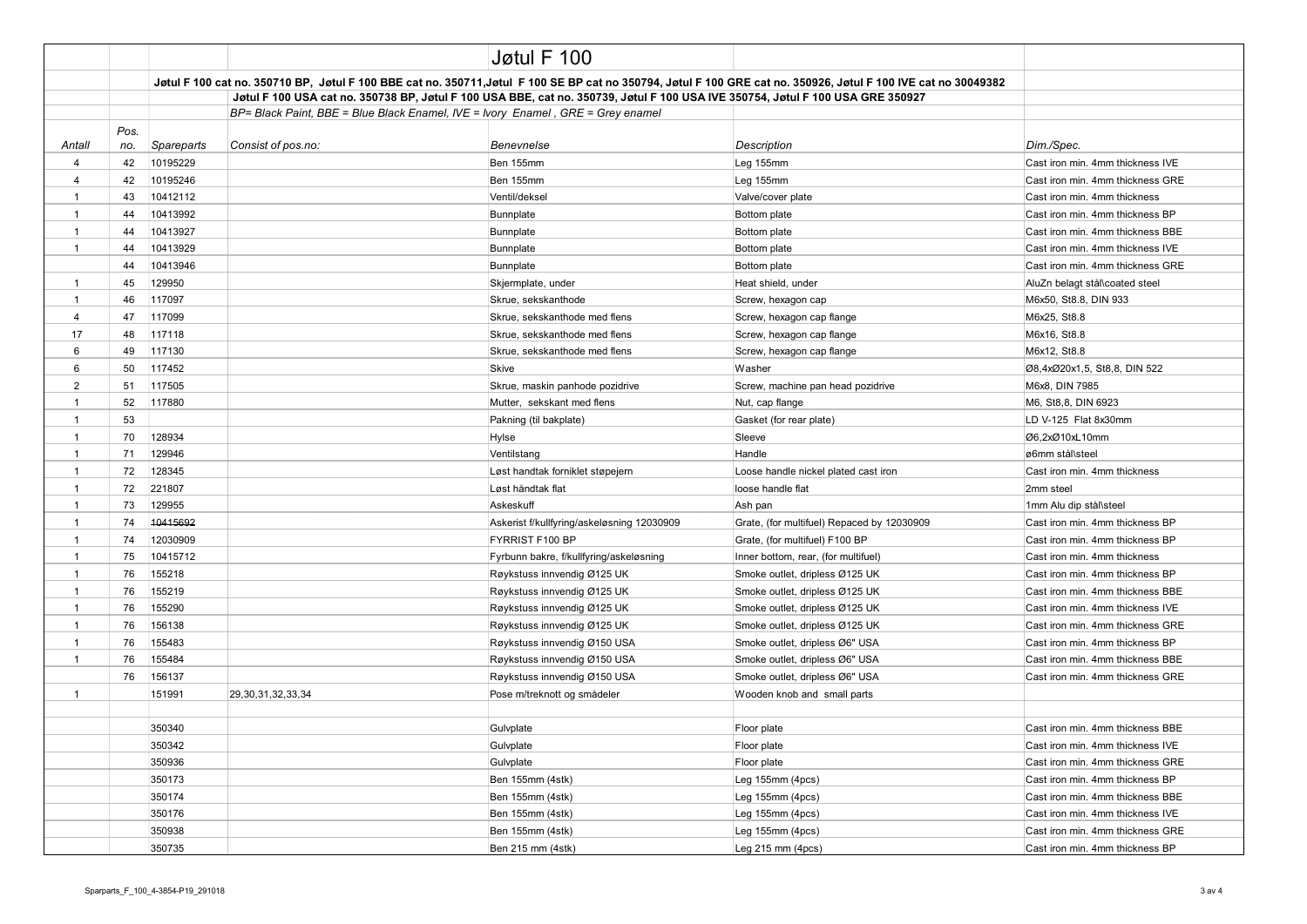# Jøtul F 100

**Jøtul F 100 cat no. 350710 BP, Jøtul F 100 BBE cat no. 350711,Jøtul F 100 SE BP cat no 350794, Jøtul F 100 GRE cat no. 350926, Jøtul F 100 IVE cat no 30049382**

**Jøtul F 100 USA cat no. 350738 BP, Jøtul F 100 USA BBE, cat no. 350739, Jøtul F 100 USA IVE 350754, Jøtul F 100 USA GRE 350927**

*BP= Black Paint, BBE = Blue Black Enamel, IVE = Ivory Enamel , GRE = Grey enamel*

| *Antall* | *Pos. no.* | *Spareparts* | *Consist of pos.no:* | *Benevnelse* | *Description* | *Dim./Spec.* |
|---|---|---|---|---|---|---|
| 4 | 42 | 10195229 | | Ben 155mm | Leg 155mm | Cast iron min. 4mm thickness IVE |
| 4 | 42 | 10195246 | | Ben 155mm | Leg 155mm | Cast iron min. 4mm thickness GRE |
| 1 | 43 | 10412112 | | Ventil/deksel | Valve/cover plate | Cast iron min. 4mm thickness |
| 1 | 44 | 10413992 | | Bunnplate | Bottom plate | Cast iron min. 4mm thickness BP |
| 1 | 44 | 10413927 | | Bunnplate | Bottom plate | Cast iron min. 4mm thickness BBE |
| 1 | 44 | 10413929 | | Bunnplate | Bottom plate | Cast iron min. 4mm thickness IVE |
| | 44 | 10413946 | | Bunnplate | Bottom plate | Cast iron min. 4mm thickness GRE |
| 1 | 45 | 129950 | | Skjermplate, under | Heat shield, under | AluZn belagt stål\coated steel |
| 1 | 46 | 117097 | | Skrue, sekskanthode | Screw, hexagon cap | M6x50, St8.8, DIN 933 |
| 4 | 47 | 117099 | | Skrue, sekskanthode med flens | Screw, hexagon cap flange | M6x25, St8.8 |
| 17 | 48 | 117118 | | Skrue, sekskanthode med flens | Screw, hexagon cap flange | M6x16, St8.8 |
| 6 | 49 | 117130 | | Skrue, sekskanthode med flens | Screw, hexagon cap flange | M6x12, St8.8 |
| 6 | 50 | 117452 | | Skive | Washer | Ø8,4xØ20x1,5, St8,8, DIN 522 |
| 2 | 51 | 117505 | | Skrue, maskin panhode pozidrive | Screw, machine pan head pozidrive | M6x8, DIN 7985 |
| 1 | 52 | 117880 | | Mutter, sekskant med flens | Nut, cap flange | M6, St8,8, DIN 6923 |
| 1 | 53 | | | Pakning (til bakplate) | Gasket (for rear plate) | LD V-125 Flat 8x30mm |
| 1 | 70 | 128934 | | Hylse | Sleeve | Ø6,2xØ10xL10mm |
| 1 | 71 | 129946 | | Ventilstang | Handle | ø6mm stål\steel |
| 1 | 72 | 128345 | | Løst handtak forniklet støpejern | Loose handle nickel plated cast iron | Cast iron min. 4mm thickness |
| 1 | 72 | 221807 | | Løst håndtak flat | loose handle flat | 2mm steel |
| 1 | 73 | 129955 | | Askeskuff | Ash pan | 1mm Alu dip stål\steel |
| 1 | 74 | ~~10415692~~ | | Askerist f/kullfyring/askeløsning 12030909 | Grate, (for multifuel) Repaced by 12030909 | Cast iron min. 4mm thickness BP |
| 1 | 74 | 12030909 | | FYRRIST F100 BP | Grate, (for multifuel) F100 BP | Cast iron min. 4mm thickness BP |
| 1 | 75 | 10415712 | | Fyrbunn bakre, f/kullfyring/askeløsning | Inner bottom, rear, (for multifuel) | Cast iron min. 4mm thickness |
| 1 | 76 | 155218 | | Røykstuss innvendig Ø125 UK | Smoke outlet, dripless Ø125 UK | Cast iron min. 4mm thickness BP |
| 1 | 76 | 155219 | | Røykstuss innvendig Ø125 UK | Smoke outlet, dripless Ø125 UK | Cast iron min. 4mm thickness BBE |
| 1 | 76 | 155290 | | Røykstuss innvendig Ø125 UK | Smoke outlet, dripless Ø125 UK | Cast iron min. 4mm thickness IVE |
| 1 | 76 | 156138 | | Røykstuss innvendig Ø125 UK | Smoke outlet, dripless Ø125 UK | Cast iron min. 4mm thickness GRE |
| 1 | 76 | 155483 | | Røykstuss innvendig Ø150 USA | Smoke outlet, dripless Ø6" USA | Cast iron min. 4mm thickness BP |
| 1 | 76 | 155484 | | Røykstuss innvendig Ø150 USA | Smoke outlet, dripless Ø6" USA | Cast iron min. 4mm thickness BBE |
| | 76 | 156137 | | Røykstuss innvendig Ø150 USA | Smoke outlet, dripless Ø6" USA | Cast iron min. 4mm thickness GRE |
| 1 | | 151991 | 29,30,31,32,33,34 | Pose m/treknott og smådeler | Wooden knob and small parts | |
| | | | | | | |
| | | 350340 | | Gulvplate | Floor plate | Cast iron min. 4mm thickness BBE |
| | | 350342 | | Gulvplate | Floor plate | Cast iron min. 4mm thickness IVE |
| | | 350936 | | Gulvplate | Floor plate | Cast iron min. 4mm thickness GRE |
| | | 350173 | | Ben 155mm (4stk) | Leg 155mm (4pcs) | Cast iron min. 4mm thickness BP |
| | | 350174 | | Ben 155mm (4stk) | Leg 155mm (4pcs) | Cast iron min. 4mm thickness BBE |
| | | 350176 | | Ben 155mm (4stk) | Leg 155mm (4pcs) | Cast iron min. 4mm thickness IVE |
| | | 350938 | | Ben 155mm (4stk) | Leg 155mm (4pcs) | Cast iron min. 4mm thickness GRE |
| | | 350735 | | Ben 215 mm (4stk) | Leg 215 mm (4pcs) | Cast iron min. 4mm thickness BP |

Sparparts_F_100_4-3854-P19_291018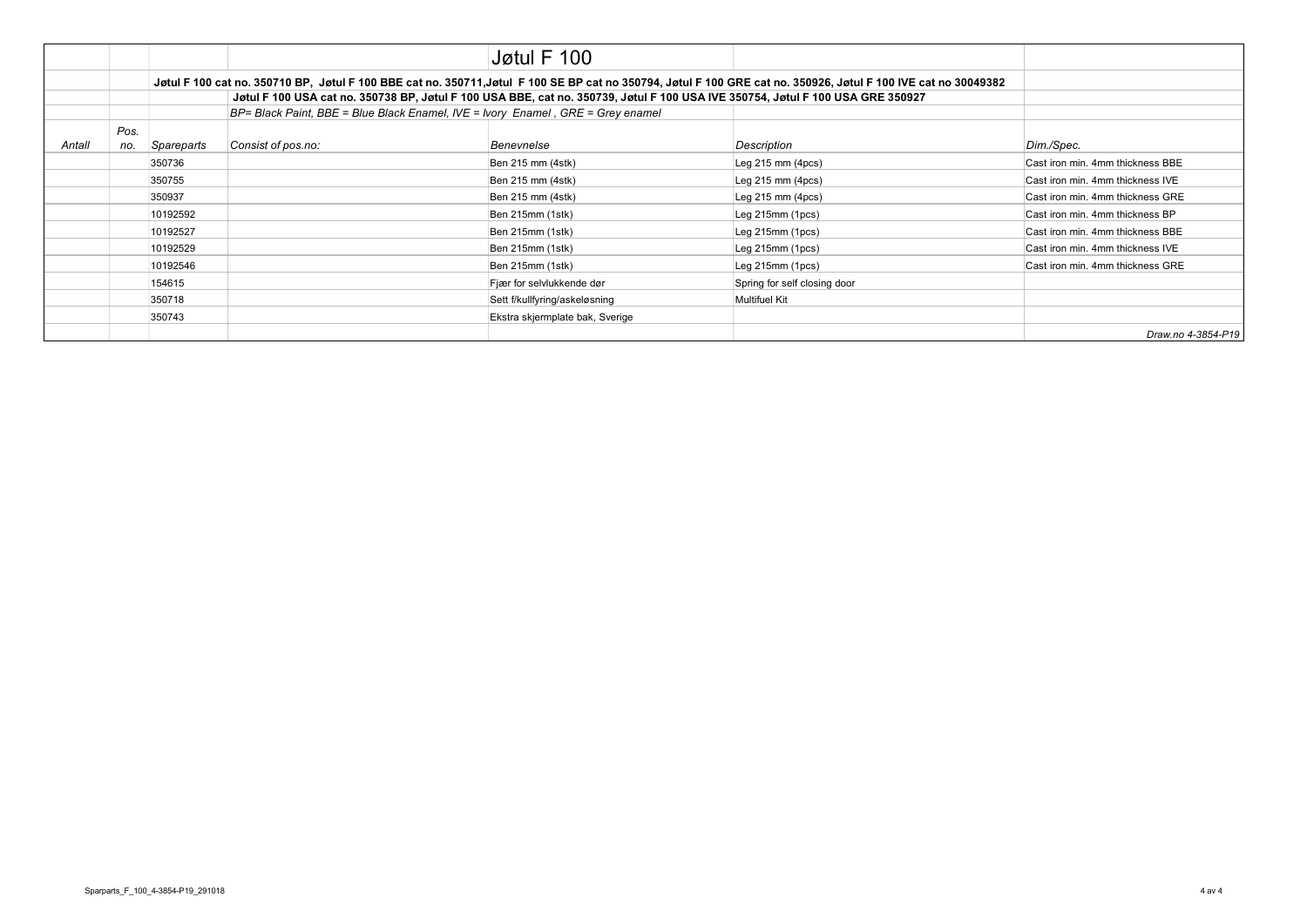# Jøtul F 100

**Jøtul F 100 cat no. 350710 BP, Jøtul F 100 BBE cat no. 350711,Jøtul F 100 SE BP cat no 350794, Jøtul F 100 GRE cat no. 350926, Jøtul F 100 IVE cat no 30049382**

**Jøtul F 100 USA cat no. 350738 BP, Jøtul F 100 USA BBE, cat no. 350739, Jøtul F 100 USA IVE 350754, Jøtul F 100 USA GRE 350927**

*BP= Black Paint, BBE = Blue Black Enamel, IVE = Ivory Enamel , GRE = Grey enamel*

| *Antall* | *Pos. no.* | *Spareparts* | *Consist of pos.no:* | *Benevnelse* | *Description* | *Dim./Spec.* |
|---|---|---|---|---|---|---|
| | | 350736 | | Ben 215 mm (4stk) | Leg 215 mm (4pcs) | Cast iron min. 4mm thickness BBE |
| | | 350755 | | Ben 215 mm (4stk) | Leg 215 mm (4pcs) | Cast iron min. 4mm thickness IVE |
| | | 350937 | | Ben 215 mm (4stk) | Leg 215 mm (4pcs) | Cast iron min. 4mm thickness GRE |
| | | 10192592 | | Ben 215mm (1stk) | Leg 215mm (1pcs) | Cast iron min. 4mm thickness BP |
| | | 10192527 | | Ben 215mm (1stk) | Leg 215mm (1pcs) | Cast iron min. 4mm thickness BBE |
| | | 10192529 | | Ben 215mm (1stk) | Leg 215mm (1pcs) | Cast iron min. 4mm thickness IVE |
| | | 10192546 | | Ben 215mm (1stk) | Leg 215mm (1pcs) | Cast iron min. 4mm thickness GRE |
| | | 154615 | | Fjær for selvlukkende dør | Spring for self closing door | |
| | | 350718 | | Sett f/kullfyring/askeløsning | Multifuel Kit | |
| | | 350743 | | Ekstra skjermplate bak, Sverige | | |
| | | | | | | *Draw.no 4-3854-P19* |

Sparparts_F_100_4-3854-P19_291018